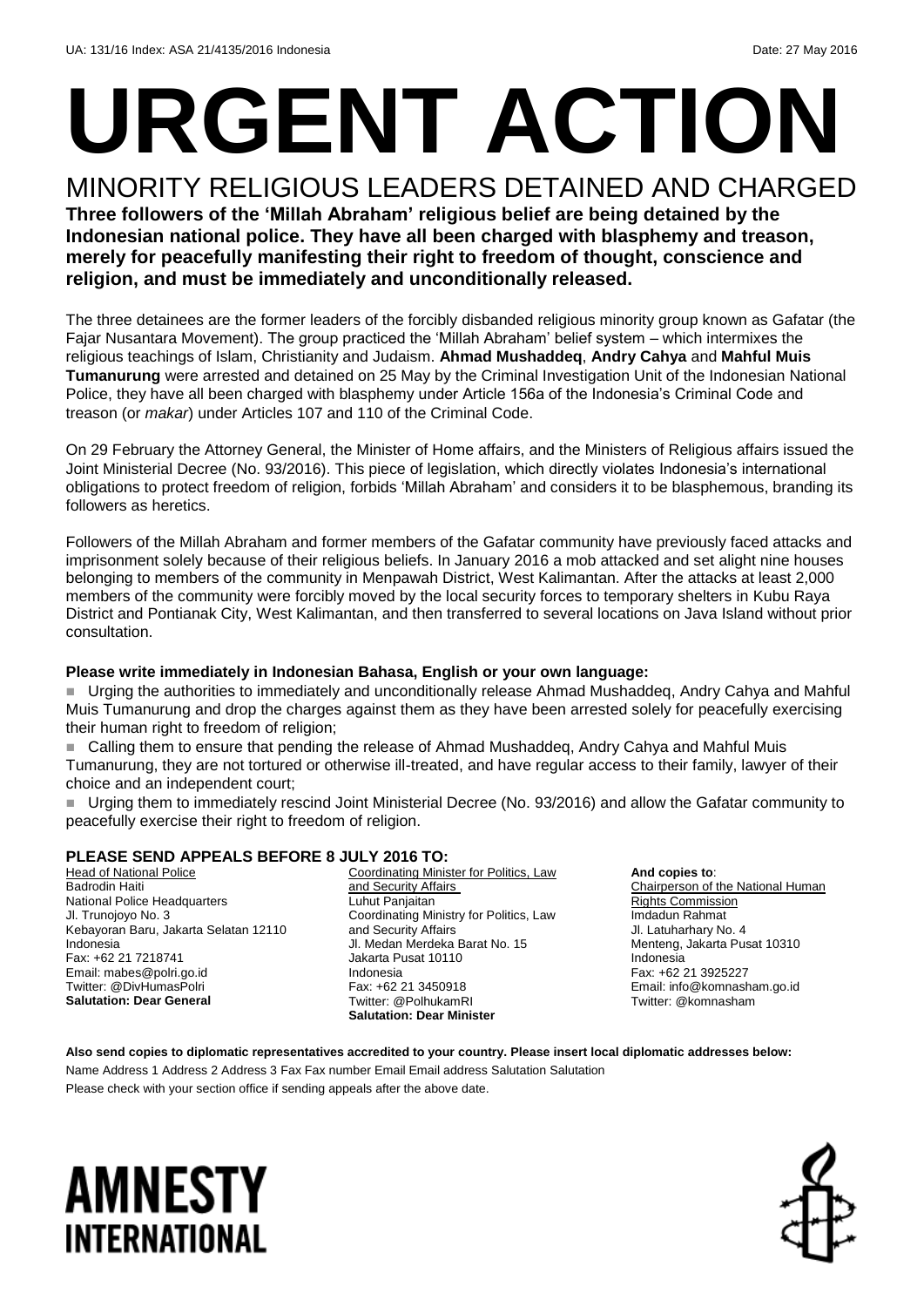UA: 131/16 Index: ASA 21/4135/2016 Indonesia Date: 27 May 2016

# URGENT ACTION

## MINORITY RELIGIOUS LEADERS DETAINED AND CHARGED

**Three followers of the 'Millah Abraham' religious belief are being detained by the Indonesian national police. They have all been charged with blasphemy and treason, merely for peacefully manifesting their right to freedom of thought, conscience and religion, and must be immediately and unconditionally released.**

The three detainees are the former leaders of the forcibly disbanded religious minority group known as Gafatar (the Fajar Nusantara Movement). The group practiced the 'Millah Abraham' belief system – which intermixes the religious teachings of Islam, Christianity and Judaism. **Ahmad Mushaddeq**, **Andry Cahya** and **Mahful Muis Tumanurung** were arrested and detained on 25 May by the Criminal Investigation Unit of the Indonesian National Police, they have all been charged with blasphemy under Article 156a of the Indonesia's Criminal Code and treason (or *makar*) under Articles 107 and 110 of the Criminal Code.

On 29 February the Attorney General, the Minister of Home affairs, and the Ministers of Religious affairs issued the Joint Ministerial Decree (No. 93/2016). This piece of legislation, which directly violates Indonesia's international obligations to protect freedom of religion, forbids 'Millah Abraham' and considers it to be blasphemous, branding its followers as heretics.

Followers of the Millah Abraham and former members of the Gafatar community have previously faced attacks and imprisonment solely because of their religious beliefs. In January 2016 a mob attacked and set alight nine houses belonging to members of the community in Menpawah District, West Kalimantan. After the attacks at least 2,000 members of the community were forcibly moved by the local security forces to temporary shelters in Kubu Raya District and Pontianak City, West Kalimantan, and then transferred to several locations on Java Island without prior consultation.

**Please write immediately in Indonesian Bahasa, English or your own language:**

- Urging the authorities to immediately and unconditionally release Ahmad Mushaddeq, Andry Cahya and Mahful Muis Tumanurung and drop the charges against them as they have been arrested solely for peacefully exercising their human right to freedom of religion;
- Calling them to ensure that pending the release of Ahmad Mushaddeq, Andry Cahya and Mahful Muis Tumanurung, they are not tortured or otherwise ill-treated, and have regular access to their family, lawyer of their choice and an independent court;
- Urging them to immediately rescind Joint Ministerial Decree (No. 93/2016) and allow the Gafatar community to peacefully exercise their right to freedom of religion.

**PLEASE SEND APPEALS BEFORE 8 JULY 2016 TO:**

Head of National Police
Badrodin Haiti
National Police Headquarters
Jl. Trunojoyo No. 3
Kebayoran Baru, Jakarta Selatan 12110
Indonesia
Fax: +62 21 7218741
Email: mabes@polri.go.id
Twitter: @DivHumasPolri
**Salutation: Dear General**

Coordinating Minister for Politics, Law and Security Affairs
Luhut Panjaitan
Coordinating Ministry for Politics, Law and Security Affairs
Jl. Medan Merdeka Barat No. 15
Jakarta Pusat 10110
Indonesia
Fax: +62 21 3450918
Twitter: @PolhukamRI
**Salutation: Dear Minister**

**And copies to**:
Chairperson of the National Human Rights Commission
Imdadun Rahmat
Jl. Latuharhary No. 4
Menteng, Jakarta Pusat 10310
Indonesia
Fax: +62 21 3925227
Email: info@komnasham.go.id
Twitter: @komnasham

**Also send copies to diplomatic representatives accredited to your country. Please insert local diplomatic addresses below:**

Name Address 1 Address 2 Address 3 Fax Fax number Email Email address Salutation Salutation

Please check with your section office if sending appeals after the above date.

AMNESTY INTERNATIONAL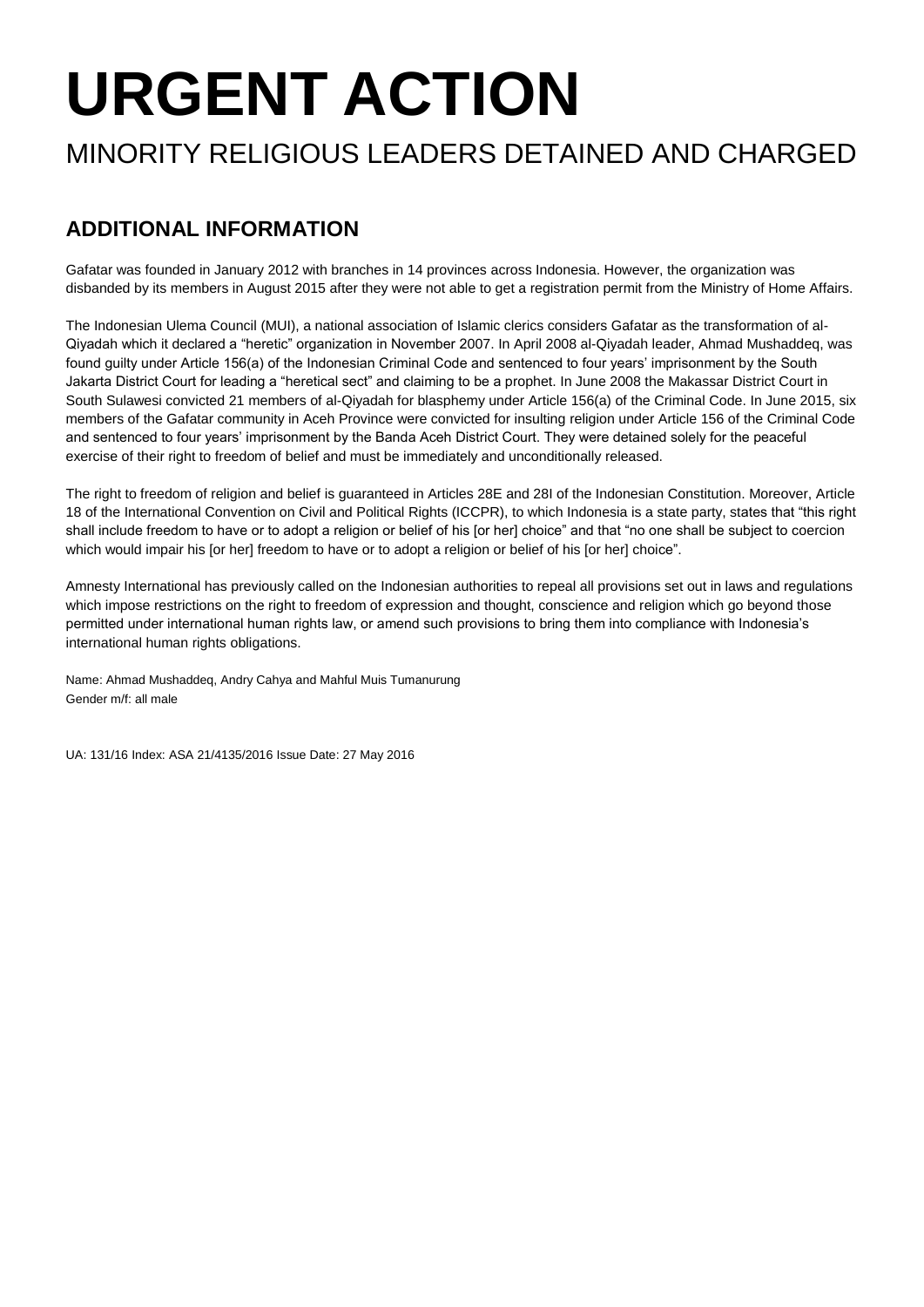# URGENT ACTION

MINORITY RELIGIOUS LEADERS DETAINED AND CHARGED

## ADDITIONAL INFORMATION

Gafatar was founded in January 2012 with branches in 14 provinces across Indonesia. However, the organization was disbanded by its members in August 2015 after they were not able to get a registration permit from the Ministry of Home Affairs.

The Indonesian Ulema Council (MUI), a national association of Islamic clerics considers Gafatar as the transformation of al-Qiyadah which it declared a "heretic" organization in November 2007. In April 2008 al-Qiyadah leader, Ahmad Mushaddeq, was found guilty under Article 156(a) of the Indonesian Criminal Code and sentenced to four years' imprisonment by the South Jakarta District Court for leading a "heretical sect" and claiming to be a prophet. In June 2008 the Makassar District Court in South Sulawesi convicted 21 members of al-Qiyadah for blasphemy under Article 156(a) of the Criminal Code. In June 2015, six members of the Gafatar community in Aceh Province were convicted for insulting religion under Article 156 of the Criminal Code and sentenced to four years' imprisonment by the Banda Aceh District Court. They were detained solely for the peaceful exercise of their right to freedom of belief and must be immediately and unconditionally released.

The right to freedom of religion and belief is guaranteed in Articles 28E and 28I of the Indonesian Constitution. Moreover, Article 18 of the International Convention on Civil and Political Rights (ICCPR), to which Indonesia is a state party, states that "this right shall include freedom to have or to adopt a religion or belief of his [or her] choice" and that "no one shall be subject to coercion which would impair his [or her] freedom to have or to adopt a religion or belief of his [or her] choice".

Amnesty International has previously called on the Indonesian authorities to repeal all provisions set out in laws and regulations which impose restrictions on the right to freedom of expression and thought, conscience and religion which go beyond those permitted under international human rights law, or amend such provisions to bring them into compliance with Indonesia's international human rights obligations.

Name: Ahmad Mushaddeq, Andry Cahya and Mahful Muis Tumanurung
Gender m/f: all male

UA: 131/16 Index: ASA 21/4135/2016 Issue Date: 27 May 2016